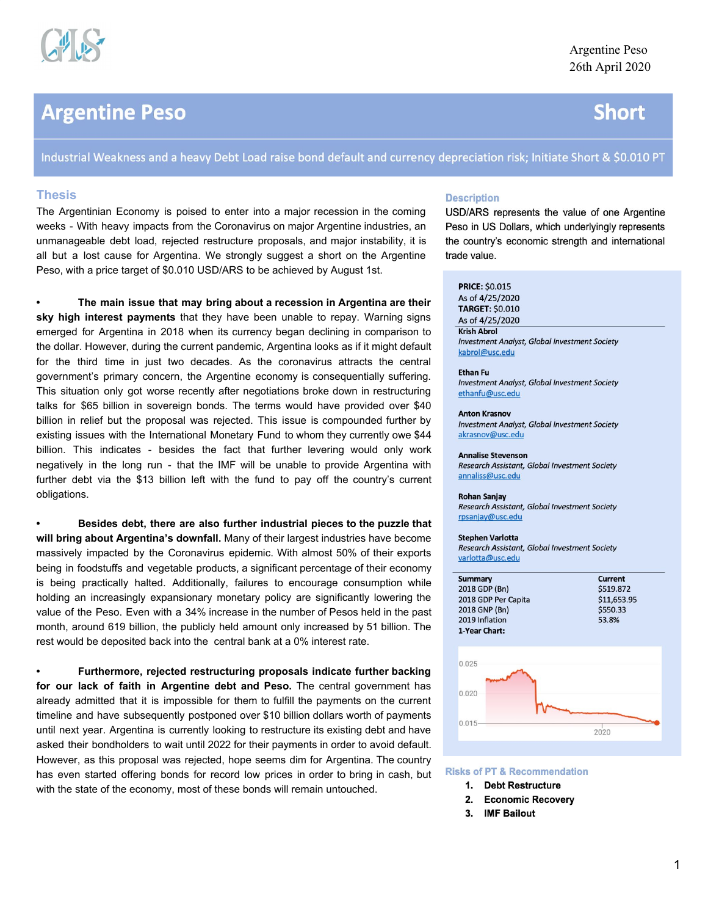Argentine Peso
26th April 2020

# Argentine Peso — Short

**Industrial Weakness and a heavy Debt Load raise bond default and currency depreciation risk; Initiate Short & $0.010 PT**

## Thesis

The Argentinian Economy is poised to enter into a major recession in the coming weeks - With heavy impacts from the Coronavirus on major Argentine industries, an unmanageable debt load, rejected restructure proposals, and major instability, it is all but a lost cause for Argentina. We strongly suggest a short on the Argentine Peso, with a price target of $0.010 USD/ARS to be achieved by August 1st.

- **The main issue that may bring about a recession in Argentina are their sky high interest payments** that they have been unable to repay. Warning signs emerged for Argentina in 2018 when its currency began declining in comparison to the dollar. However, during the current pandemic, Argentina looks as if it might default for the third time in just two decades. As the coronavirus attracts the central government's primary concern, the Argentine economy is consequentially suffering. This situation only got worse recently after negotiations broke down in restructuring talks for $65 billion in sovereign bonds. The terms would have provided over $40 billion in relief but the proposal was rejected. This issue is compounded further by existing issues with the International Monetary Fund to whom they currently owe $44 billion. This indicates - besides the fact that further levering would only work negatively in the long run - that the IMF will be unable to provide Argentina with further debt via the $13 billion left with the fund to pay off the country's current obligations.

- **Besides debt, there are also further industrial pieces to the puzzle that will bring about Argentina's downfall.** Many of their largest industries have become massively impacted by the Coronavirus epidemic. With almost 50% of their exports being in foodstuffs and vegetable products, a significant percentage of their economy is being practically halted. Additionally, failures to encourage consumption while holding an increasingly expansionary monetary policy are significantly lowering the value of the Peso. Even with a 34% increase in the number of Pesos held in the past month, around 619 billion, the publicly held amount only increased by 51 billion. The rest would be deposited back into the central bank at a 0% interest rate.

- **Furthermore, rejected restructuring proposals indicate further backing for our lack of faith in Argentine debt and Peso.** The central government has already admitted that it is impossible for them to fulfill the payments on the current timeline and have subsequently postponed over $10 billion dollars worth of payments until next year. Argentina is currently looking to restructure its existing debt and have asked their bondholders to wait until 2022 for their payments in order to avoid default. However, as this proposal was rejected, hope seems dim for Argentina. The country has even started offering bonds for record low prices in order to bring in cash, but with the state of the economy, most of these bonds will remain untouched.

## Description

USD/ARS represents the value of one Argentine Peso in US Dollars, which underlyingly represents the country's economic strength and international trade value.

**PRICE:** $0.015
As of 4/25/2020
**TARGET:** $0.010
As of 4/25/2020

**Krish Abrol**
*Investment Analyst, Global Investment Society*
kabrol@usc.edu

**Ethan Fu**
*Investment Analyst, Global Investment Society*
ethanfu@usc.edu

**Anton Krasnov**
*Investment Analyst, Global Investment Society*
akrasnov@usc.edu

**Annalise Stevenson**
*Research Assistant, Global Investment Society*
annaliss@usc.edu

**Rohan Sanjay**
*Research Assistant, Global Investment Society*
rpsanjay@usc.edu

**Stephen Varlotta**
*Research Assistant, Global Investment Society*
varlotta@usc.edu

| Summary | Current |
|---|---|
| 2018 GDP (Bn) | $519.872 |
| 2018 GDP Per Capita | $11,653.95 |
| 2018 GNP (Bn) | $550.33 |
| 2019 Inflation | 53.8% |

**1-Year Chart:**

## Risks of PT & Recommendation

1. **Debt Restructure**
2. **Economic Recovery**
3. **IMF Bailout**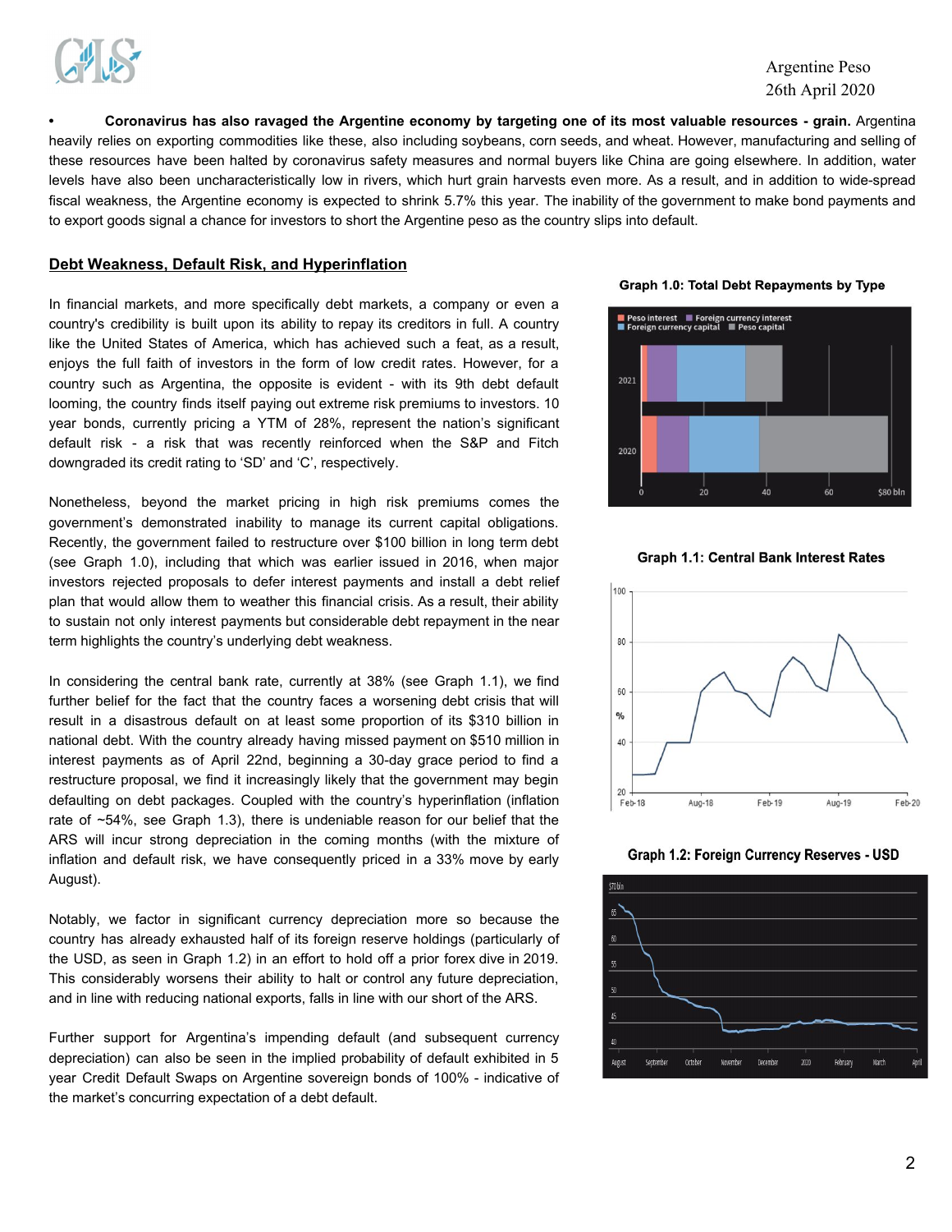- **Coronavirus has also ravaged the Argentine economy by targeting one of its most valuable resources - grain.** Argentina heavily relies on exporting commodities like these, also including soybeans, corn seeds, and wheat. However, manufacturing and selling of these resources have been halted by coronavirus safety measures and normal buyers like China are going elsewhere. In addition, water levels have also been uncharacteristically low in rivers, which hurt grain harvests even more. As a result, and in addition to wide-spread fiscal weakness, the Argentine economy is expected to shrink 5.7% this year. The inability of the government to make bond payments and to export goods signal a chance for investors to short the Argentine peso as the country slips into default.

## Debt Weakness, Default Risk, and Hyperinflation

In financial markets, and more specifically debt markets, a company or even a country's credibility is built upon its ability to repay its creditors in full. A country like the United States of America, which has achieved such a feat, as a result, enjoys the full faith of investors in the form of low credit rates. However, for a country such as Argentina, the opposite is evident - with its 9th debt default looming, the country finds itself paying out extreme risk premiums to investors. 10 year bonds, currently pricing a YTM of 28%, represent the nation's significant default risk - a risk that was recently reinforced when the S&P and Fitch downgraded its credit rating to 'SD' and 'C', respectively.

Nonetheless, beyond the market pricing in high risk premiums comes the government's demonstrated inability to manage its current capital obligations. Recently, the government failed to restructure over $100 billion in long term debt (see Graph 1.0), including that which was earlier issued in 2016, when major investors rejected proposals to defer interest payments and install a debt relief plan that would allow them to weather this financial crisis. As a result, their ability to sustain not only interest payments but considerable debt repayment in the near term highlights the country's underlying debt weakness.

In considering the central bank rate, currently at 38% (see Graph 1.1), we find further belief for the fact that the country faces a worsening debt crisis that will result in a disastrous default on at least some proportion of its $310 billion in national debt. With the country already having missed payment on $510 million in interest payments as of April 22nd, beginning a 30-day grace period to find a restructure proposal, we find it increasingly likely that the government may begin defaulting on debt packages. Coupled with the country's hyperinflation (inflation rate of ~54%, see Graph 1.3), there is undeniable reason for our belief that the ARS will incur strong depreciation in the coming months (with the mixture of inflation and default risk, we have consequently priced in a 33% move by early August).

Notably, we factor in significant currency depreciation more so because the country has already exhausted half of its foreign reserve holdings (particularly of the USD, as seen in Graph 1.2) in an effort to hold off a prior forex dive in 2019. This considerably worsens their ability to halt or control any future depreciation, and in line with reducing national exports, falls in line with our short of the ARS.

Further support for Argentina's impending default (and subsequent currency depreciation) can also be seen in the implied probability of default exhibited in 5 year Credit Default Swaps on Argentine sovereign bonds of 100% - indicative of the market's concurring expectation of a debt default.

**Graph 1.0: Total Debt Repayments by Type**

**Graph 1.1: Central Bank Interest Rates**

**Graph 1.2: Foreign Currency Reserves - USD**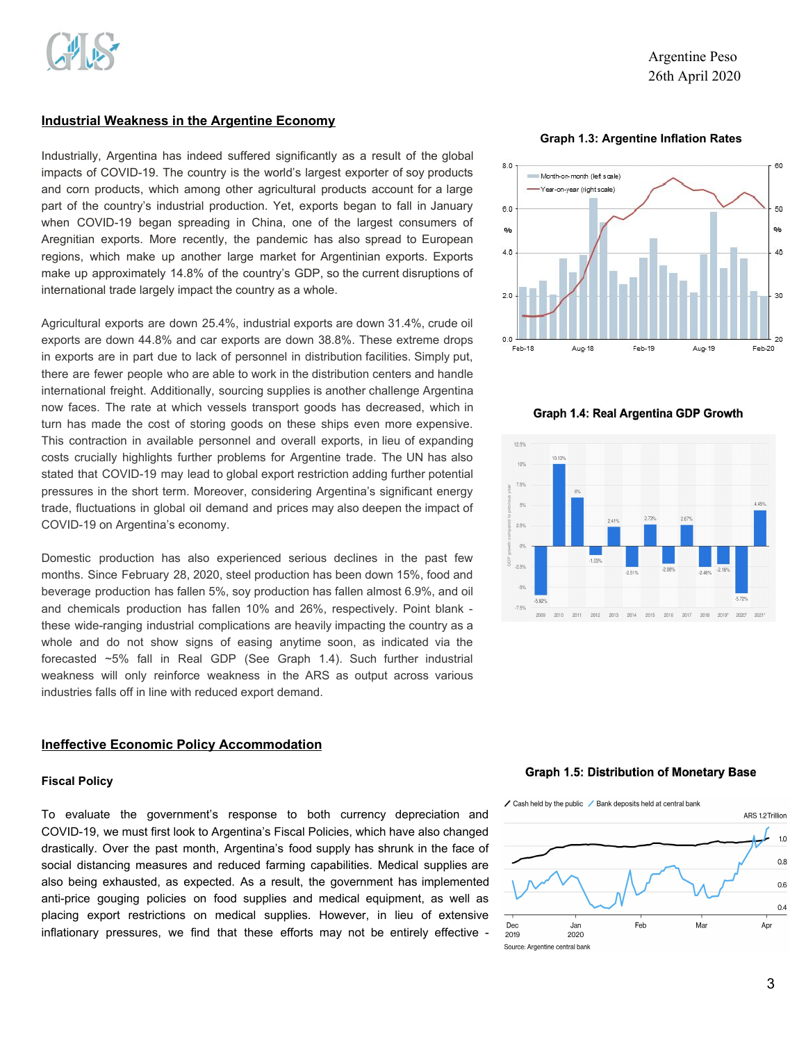## Industrial Weakness in the Argentine Economy

Industrially, Argentina has indeed suffered significantly as a result of the global impacts of COVID-19. The country is the world's largest exporter of soy products and corn products, which among other agricultural products account for a large part of the country's industrial production. Yet, exports began to fall in January when COVID-19 began spreading in China, one of the largest consumers of Aregnitian exports. More recently, the pandemic has also spread to European regions, which make up another large market for Argentinian exports. Exports make up approximately 14.8% of the country's GDP, so the current disruptions of international trade largely impact the country as a whole.

Agricultural exports are down 25.4%, industrial exports are down 31.4%, crude oil exports are down 44.8% and car exports are down 38.8%. These extreme drops in exports are in part due to lack of personnel in distribution facilities. Simply put, there are fewer people who are able to work in the distribution centers and handle international freight. Additionally, sourcing supplies is another challenge Argentina now faces. The rate at which vessels transport goods has decreased, which in turn has made the cost of storing goods on these ships even more expensive. This contraction in available personnel and overall exports, in lieu of expanding costs crucially highlights further problems for Argentine trade. The UN has also stated that COVID-19 may lead to global export restriction adding further potential pressures in the short term. Moreover, considering Argentina's significant energy trade, fluctuations in global oil demand and prices may also deepen the impact of COVID-19 on Argentina's economy.

Domestic production has also experienced serious declines in the past few months. Since February 28, 2020, steel production has been down 15%, food and beverage production has fallen 5%, soy production has fallen almost 6.9%, and oil and chemicals production has fallen 10% and 26%, respectively. Point blank - these wide-ranging industrial complications are heavily impacting the country as a whole and do not show signs of easing anytime soon, as indicated via the forecasted ~5% fall in Real GDP (See Graph 1.4). Such further industrial weakness will only reinforce weakness in the ARS as output across various industries falls off in line with reduced export demand.

**Graph 1.3: Argentine Inflation Rates**

**Graph 1.4: Real Argentina GDP Growth**

## Ineffective Economic Policy Accommodation

### Fiscal Policy

To evaluate the government's response to both currency depreciation and COVID-19, we must first look to Argentina's Fiscal Policies, which have also changed drastically. Over the past month, Argentina's food supply has shrunk in the face of social distancing measures and reduced farming capabilities. Medical supplies are also being exhausted, as expected. As a result, the government has implemented anti-price gouging policies on food supplies and medical equipment, as well as placing export restrictions on medical supplies. However, in lieu of extensive inflationary pressures, we find that these efforts may not be entirely effective -

**Graph 1.5: Distribution of Monetary Base**

Source: Argentine central bank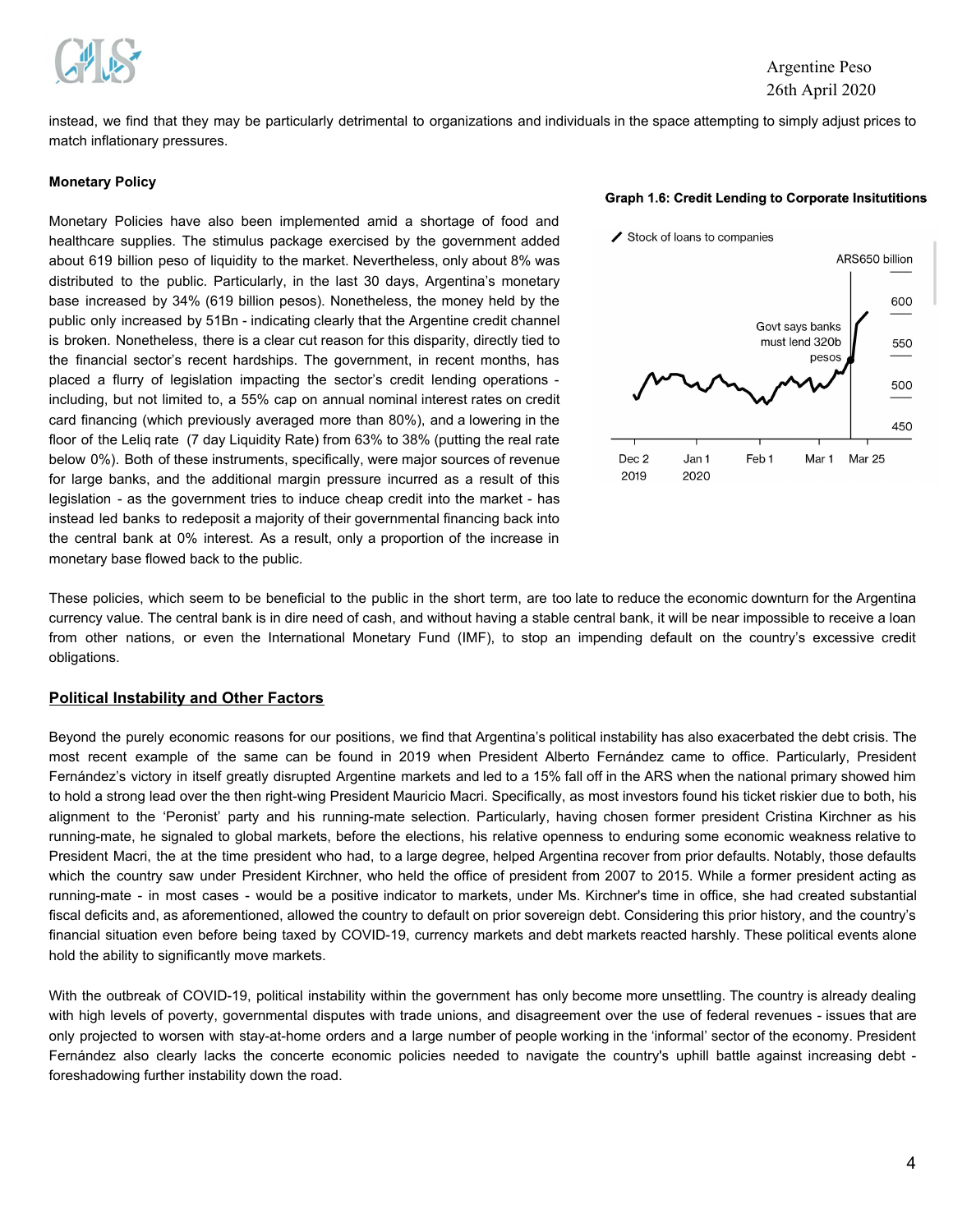instead, we find that they may be particularly detrimental to organizations and individuals in the space attempting to simply adjust prices to match inflationary pressures.

**Monetary Policy**

Monetary Policies have also been implemented amid a shortage of food and healthcare supplies. The stimulus package exercised by the government added about 619 billion peso of liquidity to the market. Nevertheless, only about 8% was distributed to the public. Particularly, in the last 30 days, Argentina's monetary base increased by 34% (619 billion pesos). Nonetheless, the money held by the public only increased by 51Bn - indicating clearly that the Argentine credit channel is broken. Nonetheless, there is a clear cut reason for this disparity, directly tied to the financial sector's recent hardships. The government, in recent months, has placed a flurry of legislation impacting the sector's credit lending operations - including, but not limited to, a 55% cap on annual nominal interest rates on credit card financing (which previously averaged more than 80%), and a lowering in the floor of the Leliq rate (7 day Liquidity Rate) from 63% to 38% (putting the real rate below 0%). Both of these instruments, specifically, were major sources of revenue for large banks, and the additional margin pressure incurred as a result of this legislation - as the government tries to induce cheap credit into the market - has instead led banks to redeposit a majority of their governmental financing back into the central bank at 0% interest. As a result, only a proportion of the increase in monetary base flowed back to the public.

**Graph 1.6: Credit Lending to Corporate Insitutitions**

Stock of loans to companies

ARS650 billion
600
550
500
450

Govt says banks must lend 320b pesos

Dec 2 2019
Jan 1 2020
Feb 1
Mar 1
Mar 25

These policies, which seem to be beneficial to the public in the short term, are too late to reduce the economic downturn for the Argentina currency value. The central bank is in dire need of cash, and without having a stable central bank, it will be near impossible to receive a loan from other nations, or even the International Monetary Fund (IMF), to stop an impending default on the country's excessive credit obligations.

## Political Instability and Other Factors

Beyond the purely economic reasons for our positions, we find that Argentina's political instability has also exacerbated the debt crisis. The most recent example of the same can be found in 2019 when President Alberto Fernández came to office. Particularly, President Fernández's victory in itself greatly disrupted Argentine markets and led to a 15% fall off in the ARS when the national primary showed him to hold a strong lead over the then right-wing President Mauricio Macri. Specifically, as most investors found his ticket riskier due to both, his alignment to the 'Peronist' party and his running-mate selection. Particularly, having chosen former president Cristina Kirchner as his running-mate, he signaled to global markets, before the elections, his relative openness to enduring some economic weakness relative to President Macri, the at the time president who had, to a large degree, helped Argentina recover from prior defaults. Notably, those defaults which the country saw under President Kirchner, who held the office of president from 2007 to 2015. While a former president acting as running-mate - in most cases - would be a positive indicator to markets, under Ms. Kirchner's time in office, she had created substantial fiscal deficits and, as aforementioned, allowed the country to default on prior sovereign debt. Considering this prior history, and the country's financial situation even before being taxed by COVID-19, currency markets and debt markets reacted harshly. These political events alone hold the ability to significantly move markets.

With the outbreak of COVID-19, political instability within the government has only become more unsettling. The country is already dealing with high levels of poverty, governmental disputes with trade unions, and disagreement over the use of federal revenues - issues that are only projected to worsen with stay-at-home orders and a large number of people working in the 'informal' sector of the economy. President Fernández also clearly lacks the concerte economic policies needed to navigate the country's uphill battle against increasing debt - foreshadowing further instability down the road.